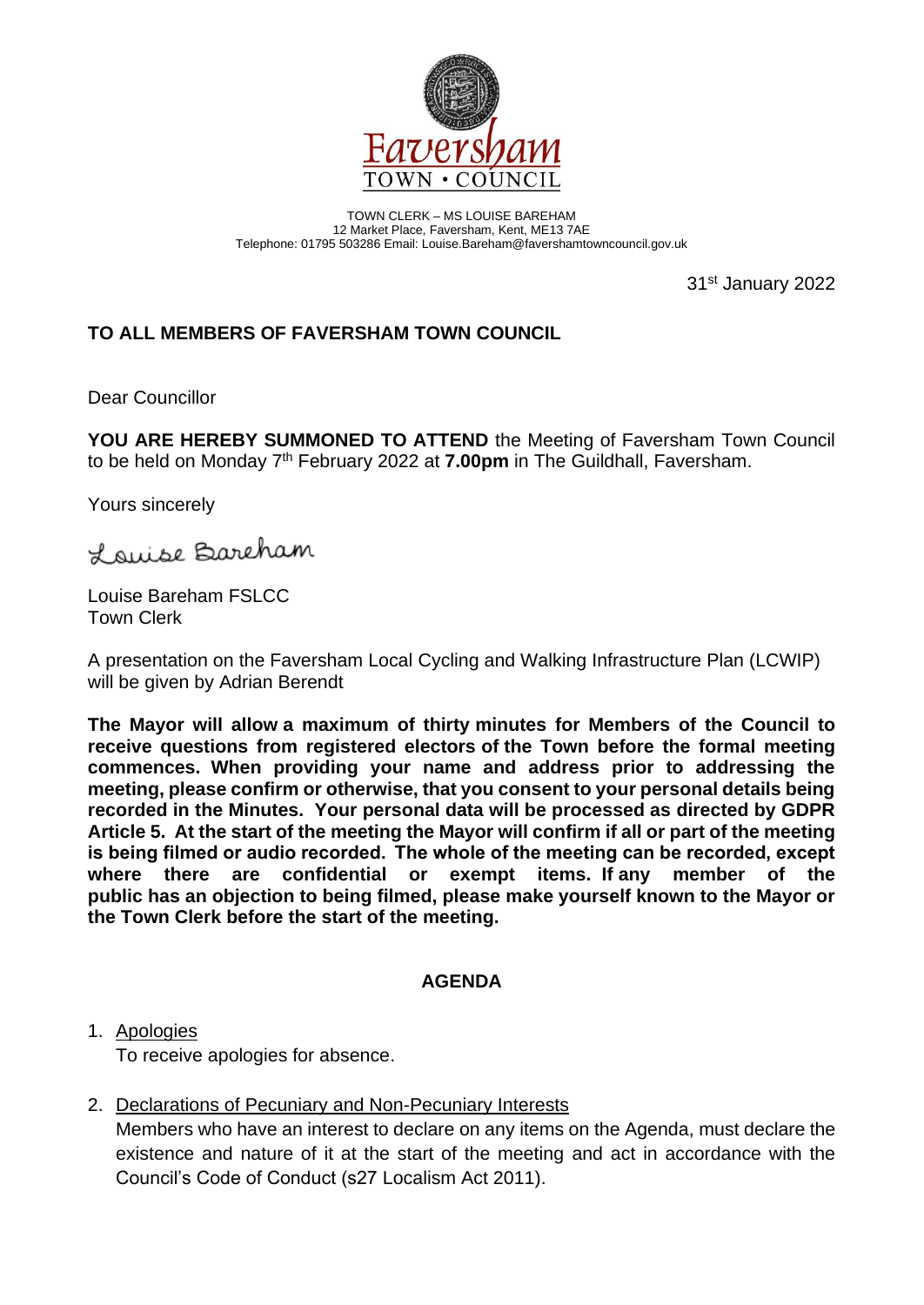Faversham TOWN • COUNCIL

TOWN CLERK – MS LOUISE BAREHAM
12 Market Place, Faversham, Kent, ME13 7AE
Telephone: 01795 503286 Email: Louise.Bareham@favershamtowncouncil.gov.uk

31st January 2022

**TO ALL MEMBERS OF FAVERSHAM TOWN COUNCIL**

Dear Councillor

**YOU ARE HEREBY SUMMONED TO ATTEND** the Meeting of Faversham Town Council to be held on Monday 7th February 2022 at **7.00pm** in The Guildhall, Faversham.

Yours sincerely

Louise Bareham

Louise Bareham FSLCC
Town Clerk

A presentation on the Faversham Local Cycling and Walking Infrastructure Plan (LCWIP) will be given by Adrian Berendt

**The Mayor will allow a maximum of thirty minutes for Members of the Council to receive questions from registered electors of the Town before the formal meeting commences. When providing your name and address prior to addressing the meeting, please confirm or otherwise, that you consent to your personal details being recorded in the Minutes. Your personal data will be processed as directed by GDPR Article 5. At the start of the meeting the Mayor will confirm if all or part of the meeting is being filmed or audio recorded. The whole of the meeting can be recorded, except where there are confidential or exempt items. If any member of the public has an objection to being filmed, please make yourself known to the Mayor or the Town Clerk before the start of the meeting.**

## AGENDA

1. Apologies
   To receive apologies for absence.

2. Declarations of Pecuniary and Non-Pecuniary Interests
   Members who have an interest to declare on any items on the Agenda, must declare the existence and nature of it at the start of the meeting and act in accordance with the Council's Code of Conduct (s27 Localism Act 2011).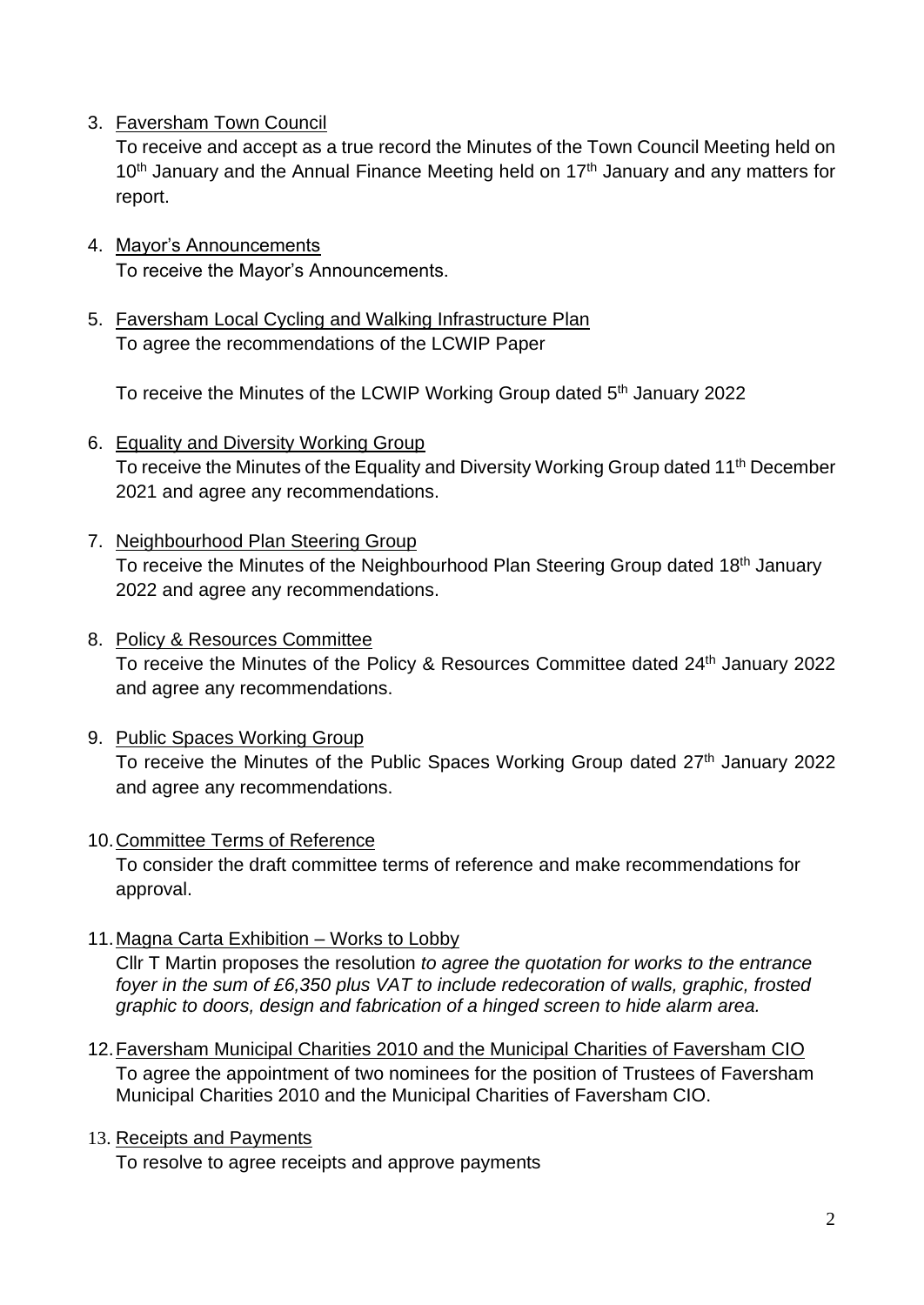3. <u>Faversham Town Council</u>

   To receive and accept as a true record the Minutes of the Town Council Meeting held on 10th January and the Annual Finance Meeting held on 17th January and any matters for report.

4. <u>Mayor's Announcements</u>

   To receive the Mayor's Announcements.

5. <u>Faversham Local Cycling and Walking Infrastructure Plan</u>

   To agree the recommendations of the LCWIP Paper

   To receive the Minutes of the LCWIP Working Group dated 5th January 2022

6. <u>Equality and Diversity Working Group</u>

   To receive the Minutes of the Equality and Diversity Working Group dated 11th December 2021 and agree any recommendations.

7. <u>Neighbourhood Plan Steering Group</u>

   To receive the Minutes of the Neighbourhood Plan Steering Group dated 18th January 2022 and agree any recommendations.

8. <u>Policy & Resources Committee</u>

   To receive the Minutes of the Policy & Resources Committee dated 24th January 2022 and agree any recommendations.

9. <u>Public Spaces Working Group</u>

   To receive the Minutes of the Public Spaces Working Group dated 27th January 2022 and agree any recommendations.

10. <u>Committee Terms of Reference</u>

    To consider the draft committee terms of reference and make recommendations for approval.

11. <u>Magna Carta Exhibition – Works to Lobby</u>

    Cllr T Martin proposes the resolution *to agree the quotation for works to the entrance foyer in the sum of £6,350 plus VAT to include redecoration of walls, graphic, frosted graphic to doors, design and fabrication of a hinged screen to hide alarm area.*

12. <u>Faversham Municipal Charities 2010 and the Municipal Charities of Faversham CIO</u>

    To agree the appointment of two nominees for the position of Trustees of Faversham Municipal Charities 2010 and the Municipal Charities of Faversham CIO.

13. <u>Receipts and Payments</u>

    To resolve to agree receipts and approve payments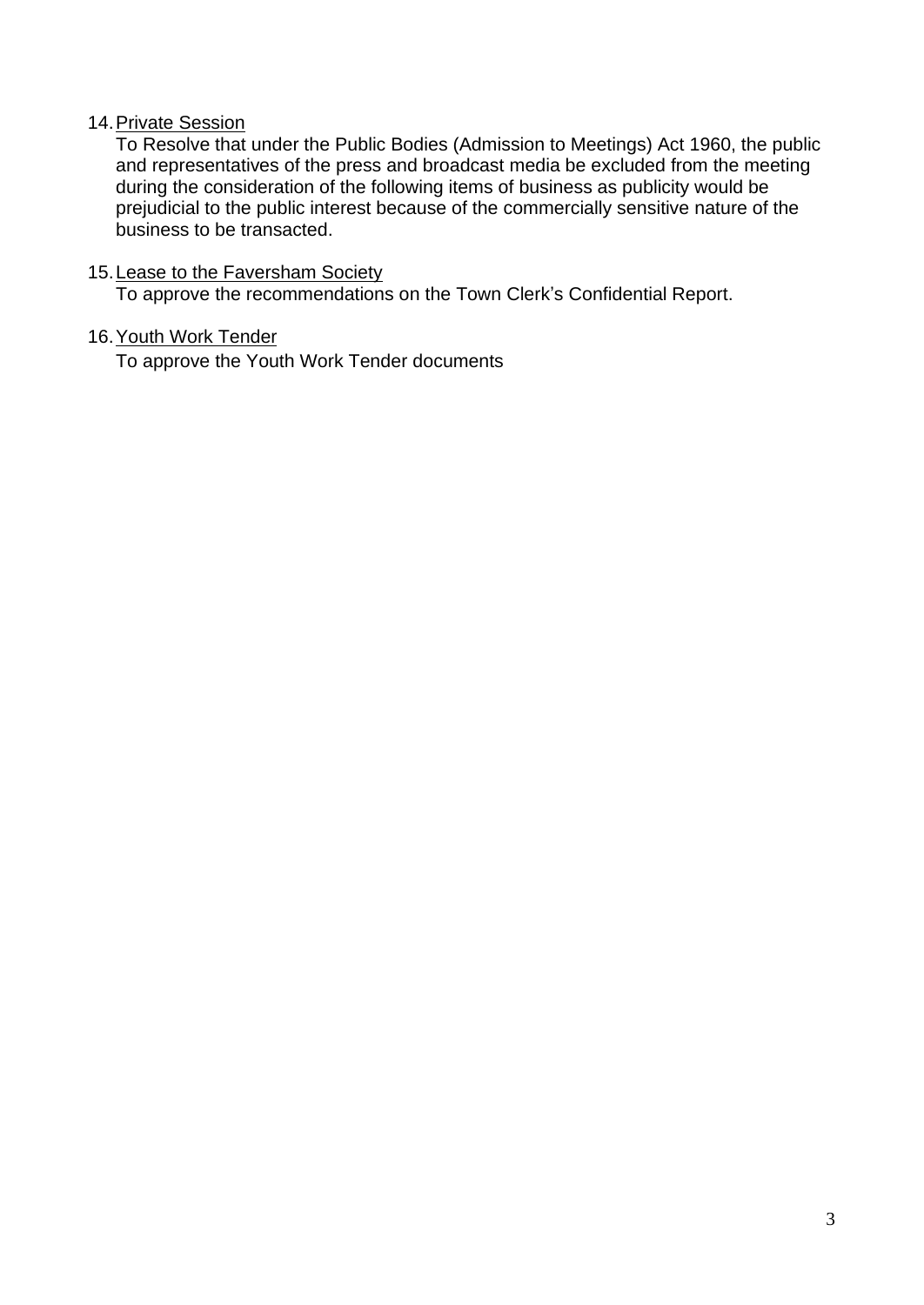14. Private Session

    To Resolve that under the Public Bodies (Admission to Meetings) Act 1960, the public and representatives of the press and broadcast media be excluded from the meeting during the consideration of the following items of business as publicity would be prejudicial to the public interest because of the commercially sensitive nature of the business to be transacted.

15. Lease to the Faversham Society

    To approve the recommendations on the Town Clerk's Confidential Report.

16. Youth Work Tender

    To approve the Youth Work Tender documents